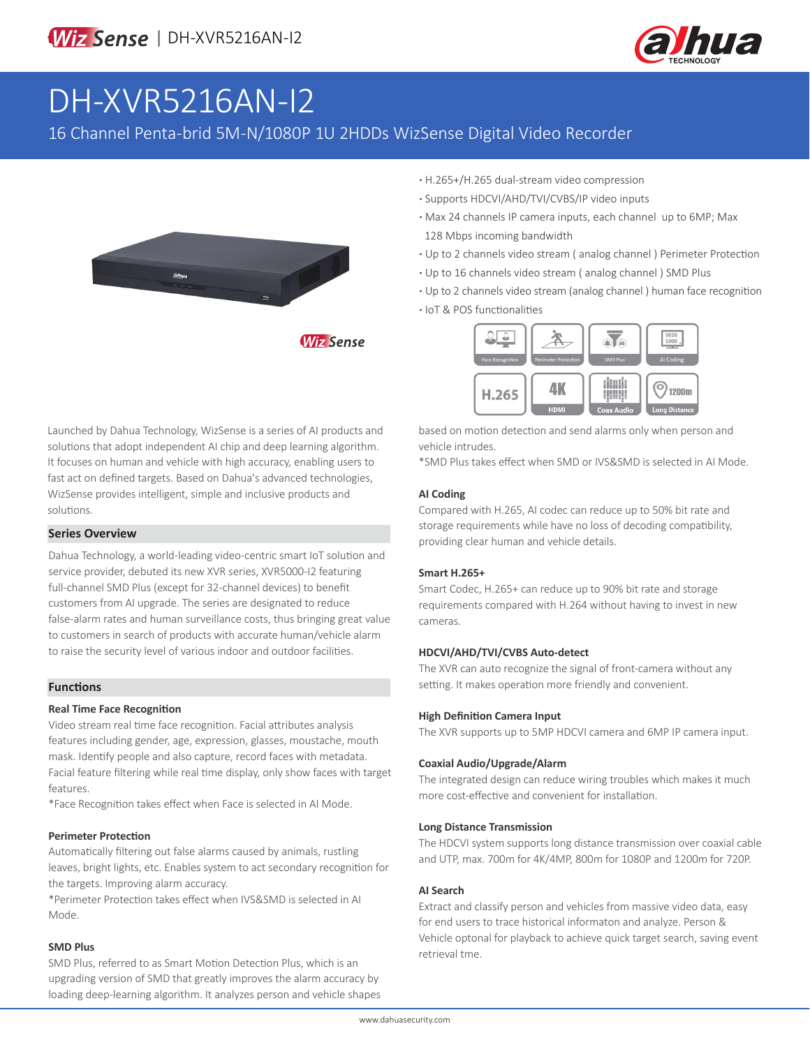# DH-XVR5216AN-I2

16 Channel Penta-brid 5M-N/1080P 1U 2HDDs WizSense Digital Video Recorder

- H.265+/H.265 dual-stream video compression
- Supports HDCVI/AHD/TVI/CVBS/IP video inputs
- Max 24 channels IP camera inputs, each channel up to 6MP; Max 128 Mbps incoming bandwidth
- Up to 2 channels video stream ( analog channel ) Perimeter Protection
- Up to 16 channels video stream ( analog channel ) SMD Plus
- Up to 2 channels video stream (analog channel ) human face recognition
- IoT & POS functionalities

Launched by Dahua Technology, WizSense is a series of AI products and solutions that adopt independent AI chip and deep learning algorithm. It focuses on human and vehicle with high accuracy, enabling users to fast act on defined targets. Based on Dahua's advanced technologies, WizSense provides intelligent, simple and inclusive products and solutions.

## Series Overview

Dahua Technology, a world-leading video-centric smart IoT solution and service provider, debuted its new XVR series, XVR5000-I2 featuring full-channel SMD Plus (except for 32-channel devices) to benefit customers from AI upgrade. The series are designated to reduce false-alarm rates and human surveillance costs, thus bringing great value to customers in search of products with accurate human/vehicle alarm to raise the security level of various indoor and outdoor facilities.

## Functions

### Real Time Face Recognition

Video stream real time face recognition. Facial attributes analysis features including gender, age, expression, glasses, moustache, mouth mask. Identify people and also capture, record faces with metadata. Facial feature filtering while real time display, only show faces with target features.

*Face Recognition takes effect when Face is selected in AI Mode.

### Perimeter Protection

Automatically filtering out false alarms caused by animals, rustling leaves, bright lights, etc. Enables system to act secondary recognition for the targets. Improving alarm accuracy.

*Perimeter Protection takes effect when IVS&SMD is selected in AI Mode.

### SMD Plus

SMD Plus, referred to as Smart Motion Detection Plus, which is an upgrading version of SMD that greatly improves the alarm accuracy by loading deep-learning algorithm. It analyzes person and vehicle shapes based on motion detection and send alarms only when person and vehicle intrudes.

*SMD Plus takes effect when SMD or IVS&SMD is selected in AI Mode.

### AI Coding

Compared with H.265, AI codec can reduce up to 50% bit rate and storage requirements while have no loss of decoding compatibility, providing clear human and vehicle details.

### Smart H.265+

Smart Codec, H.265+ can reduce up to 90% bit rate and storage requirements compared with H.264 without having to invest in new cameras.

### HDCVI/AHD/TVI/CVBS Auto-detect

The XVR can auto recognize the signal of front-camera without any setting. It makes operation more friendly and convenient.

### High Definition Camera Input

The XVR supports up to 5MP HDCVI camera and 6MP IP camera input.

### Coaxial Audio/Upgrade/Alarm

The integrated design can reduce wiring troubles which makes it much more cost-effective and convenient for installation.

### Long Distance Transmission

The HDCVI system supports long distance transmission over coaxial cable and UTP, max. 700m for 4K/4MP, 800m for 1080P and 1200m for 720P.

### AI Search

Extract and classify person and vehicles from massive video data, easy for end users to trace historical informaton and analyze. Person & Vehicle optonal for playback to achieve quick target search, saving event retrieval tme.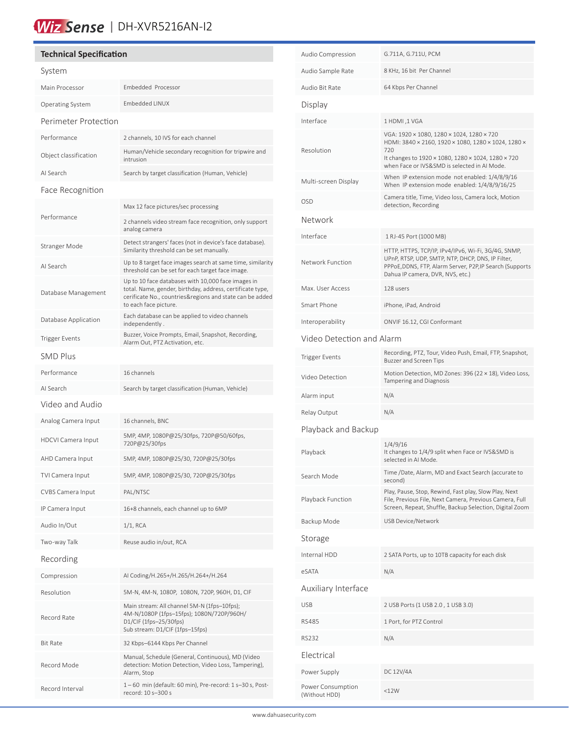# Technical Specification

## System

| | |
|---|---|
| Main Processor | Embedded Processor |
| Operating System | Embedded LINUX |

## Perimeter Protection

| | |
|---|---|
| Performance | 2 channels, 10 IVS for each channel |
| Object classification | Human/Vehicle secondary recognition for tripwire and intrusion |
| AI Search | Search by target classification (Human, Vehicle) |

## Face Recognition

| | |
|---|---|
| Performance | Max 12 face pictures/sec processing<br>2 channels video stream face recognition, only support analog camera |
| Stranger Mode | Detect strangers' faces (not in device's face database). Similarity threshold can be set manually. |
| AI Search | Up to 8 target face images search at same time, similarity threshold can be set for each target face image. |
| Database Management | Up to 10 face databases with 10,000 face images in total. Name, gender, birthday, address, certificate type, cerificate No., countries&regions and state can be added to each face picture. |
| Database Application | Each database can be applied to video channels independently . |
| Trigger Events | Buzzer, Voice Prompts, Email, Snapshot, Recording, Alarm Out, PTZ Activation, etc. |

## SMD Plus

| | |
|---|---|
| Performance | 16 channels |
| AI Search | Search by target classification (Human, Vehicle) |

## Video and Audio

| | |
|---|---|
| Analog Camera Input | 16 channels, BNC |
| HDCVI Camera Input | 5MP, 4MP, 1080P@25/30fps, 720P@50/60fps, 720P@25/30fps |
| AHD Camera Input | 5MP, 4MP, 1080P@25/30, 720P@25/30fps |
| TVI Camera Input | 5MP, 4MP, 1080P@25/30, 720P@25/30fps |
| CVBS Camera Input | PAL/NTSC |
| IP Camera Input | 16+8 channels, each channel up to 6MP |
| Audio In/Out | 1/1, RCA |
| Two-way Talk | Reuse audio in/out, RCA |

## Recording

| | |
|---|---|
| Compression | AI Coding/H.265+/H.265/H.264+/H.264 |
| Resolution | 5M-N, 4M-N, 1080P, 1080N, 720P, 960H, D1, CIF |
| Record Rate | Main stream: All channel 5M-N (1fps–10fps); 4M-N/1080P (1fps–15fps); 1080N/720P/960H/ D1/CIF (1fps–25/30fps)<br>Sub stream: D1/CIF (1fps–15fps) |
| Bit Rate | 32 Kbps–6144 Kbps Per Channel |
| Record Mode | Manual, Schedule (General, Continuous), MD (Video detection: Motion Detection, Video Loss, Tampering), Alarm, Stop |
| Record Interval | 1 – 60 min (default: 60 min), Pre-record: 1 s–30 s, Post-record: 10 s–300 s |
| Audio Compression | G.711A, G.711U, PCM |
| Audio Sample Rate | 8 KHz, 16 bit Per Channel |
| Audio Bit Rate | 64 Kbps Per Channel |

## Display

| | |
|---|---|
| Interface | 1 HDMI ,1 VGA |
| Resolution | VGA: 1920 × 1080, 1280 × 1024, 1280 × 720<br>HDMI: 3840 × 2160, 1920 × 1080, 1280 × 1024, 1280 × 720<br>It changes to 1920 × 1080, 1280 × 1024, 1280 × 720 when Face or IVS&SMD is selected in AI Mode. |
| Multi-screen Display | When IP extension mode not enabled: 1/4/8/9/16<br>When IP extension mode enabled: 1/4/8/9/16/25 |
| OSD | Camera title, Time, Video loss, Camera lock, Motion detection, Recording |

## Network

| | |
|---|---|
| Interface | 1 RJ-45 Port (1000 MB) |
| Network Function | HTTP, HTTPS, TCP/IP, IPv4/IPv6, Wi-Fi, 3G/4G, SNMP, UPnP, RTSP, UDP, SMTP, NTP, DHCP, DNS, IP Filter, PPPoE,DDNS, FTP, Alarm Server, P2P,IP Search (Supports Dahua IP camera, DVR, NVS, etc.) |
| Max. User Access | 128 users |
| Smart Phone | iPhone, iPad, Android |
| Interoperability | ONVIF 16.12, CGI Conformant |

## Video Detection and Alarm

| | |
|---|---|
| Trigger Events | Recording, PTZ, Tour, Video Push, Email, FTP, Snapshot, Buzzer and Screen Tips |
| Video Detection | Motion Detection, MD Zones: 396 (22 × 18), Video Loss, Tampering and Diagnosis |
| Alarm input | N/A |
| Relay Output | N/A |

## Playback and Backup

| | |
|---|---|
| Playback | 1/4/9/16<br>It changes to 1/4/9 split when Face or IVS&SMD is selected in AI Mode. |
| Search Mode | Time /Date, Alarm, MD and Exact Search (accurate to second) |
| Playback Function | Play, Pause, Stop, Rewind, Fast play, Slow Play, Next File, Previous File, Next Camera, Previous Camera, Full Screen, Repeat, Shuffle, Backup Selection, Digital Zoom |
| Backup Mode | USB Device/Network |

## Storage

| | |
|---|---|
| Internal HDD | 2 SATA Ports, up to 10TB capacity for each disk |
| eSATA | N/A |

## Auxiliary Interface

| | |
|---|---|
| USB | 2 USB Ports (1 USB 2.0 , 1 USB 3.0) |
| RS485 | 1 Port, for PTZ Control |
| RS232 | N/A |

## Electrical

| | |
|---|---|
| Power Supply | DC 12V/4A |
| Power Consumption (Without HDD) | <12W |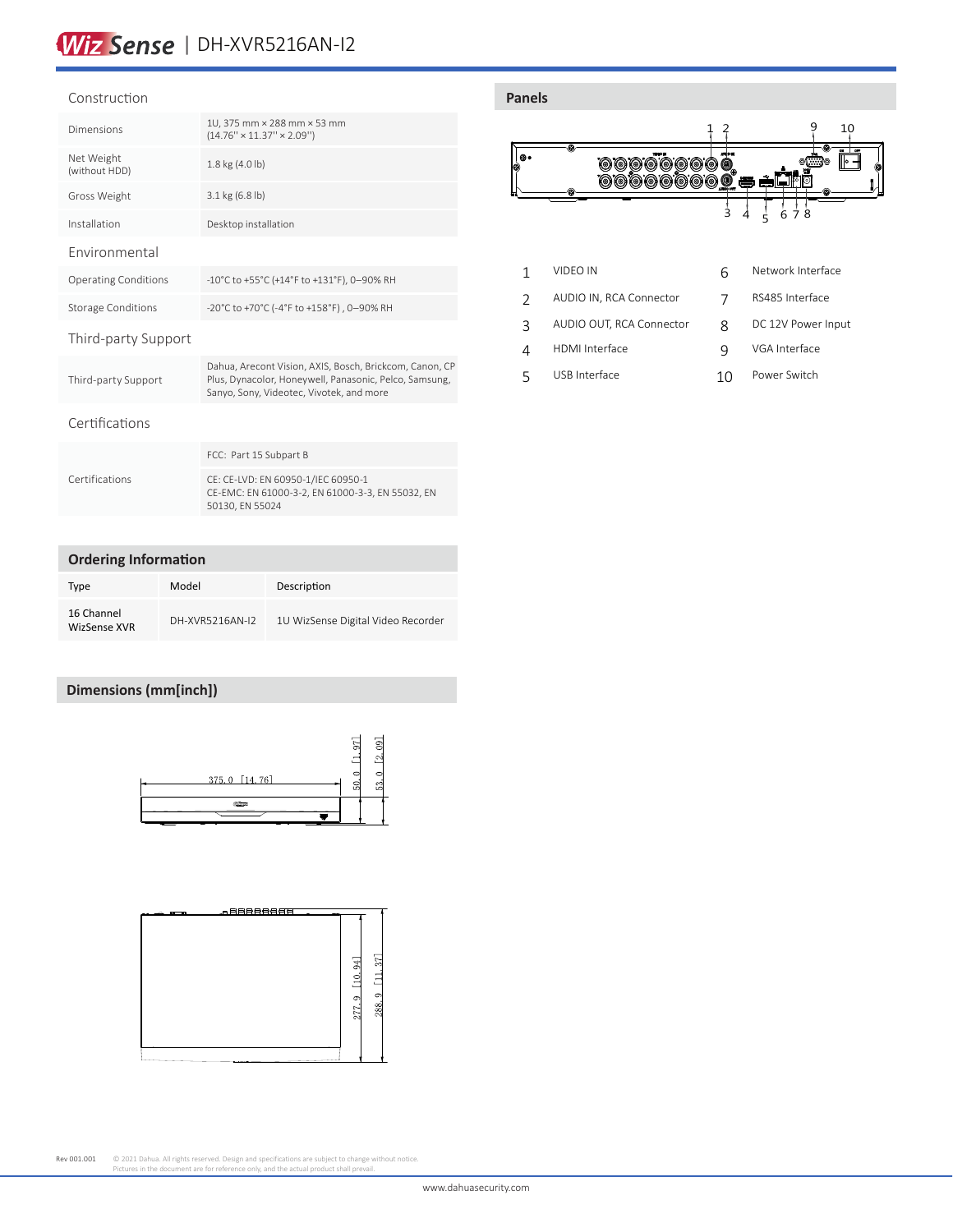## Construction

| | |
|---|---|
| Dimensions | 1U, 375 mm × 288 mm × 53 mm (14.76'' × 11.37'' × 2.09'') |
| Net Weight (without HDD) | 1.8 kg (4.0 lb) |
| Gross Weight | 3.1 kg (6.8 lb) |
| Installation | Desktop installation |

## Environmental

| | |
|---|---|
| Operating Conditions | -10°C to +55°C (+14°F to +131°F), 0–90% RH |
| Storage Conditions | -20°C to +70°C (-4°F to +158°F) , 0–90% RH |

## Third-party Support

| | |
|---|---|
| Third-party Support | Dahua, Arecont Vision, AXIS, Bosch, Brickcom, Canon, CP Plus, Dynacolor, Honeywell, Panasonic, Pelco, Samsung, Sanyo, Sony, Videotec, Vivotek, and more |

## Certifications

| | |
|---|---|
| Certifications | FCC: Part 15 Subpart B |
| | CE: CE-LVD: EN 60950-1/IEC 60950-1<br>CE-EMC: EN 61000-3-2, EN 61000-3-3, EN 55032, EN 50130, EN 55024 |

## Ordering Information

| Type | Model | Description |
|---|---|---|
| 16 Channel WizSense XVR | DH-XVR5216AN-I2 | 1U WizSense Digital Video Recorder |

## Dimensions (mm[inch])

375.0 [14.76]

50.0 [1.97]

53.0 [2.09]

277.9 [10.94]

288.9 [11.37]

## Panels

1 2 9 10

3 4 5 6 7 8

| | | | |
|---|---|---|---|
| 1 | VIDEO IN | 6 | Network Interface |
| 2 | AUDIO IN, RCA Connector | 7 | RS485 Interface |
| 3 | AUDIO OUT, RCA Connector | 8 | DC 12V Power Input |
| 4 | HDMI Interface | 9 | VGA Interface |
| 5 | USB Interface | 10 | Power Switch |

Rev 001.001 © 2021 Dahua. All rights reserved. Design and specifications are subject to change without notice. Pictures in the document are for reference only, and the actual product shall prevail.

www.dahuasecurity.com